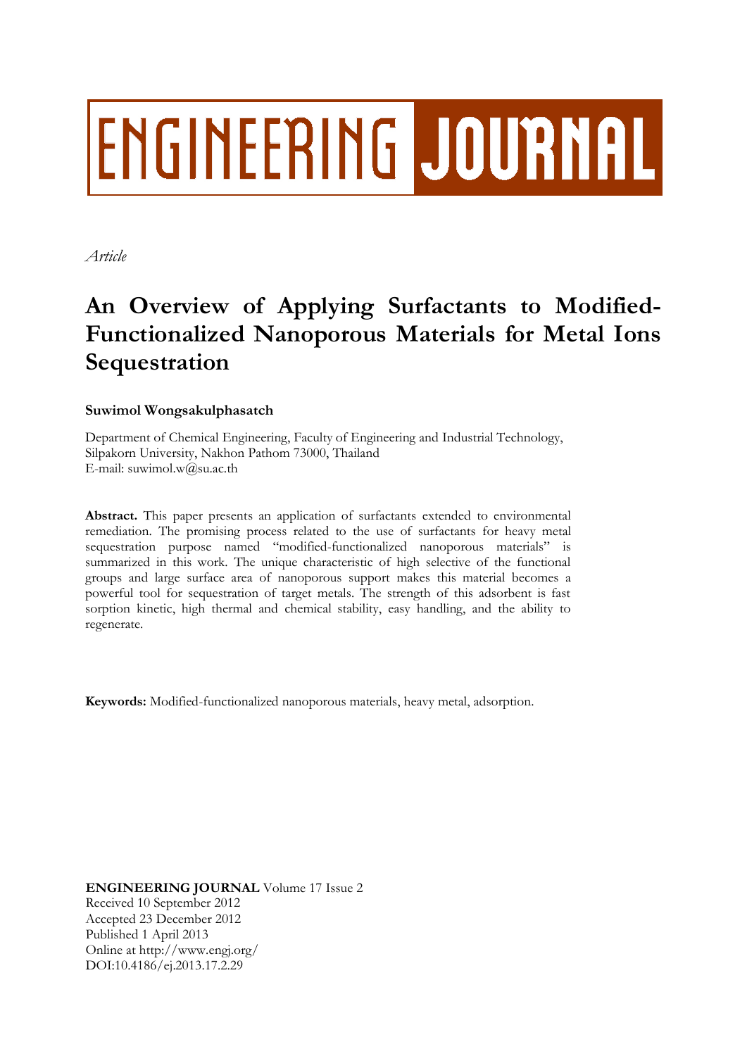# ENGINEERING JOURNAL

*Article*

# An Overview of Applying Surfactants to Modified-Functionalized Nanoporous Materials for Metal Ions Sequestration

**Suwimol Wongsakulphasatch**

Department of Chemical Engineering, Faculty of Engineering and Industrial Technology, Silpakorn University, Nakhon Pathom 73000, Thailand
E-mail: suwimol.w@su.ac.th

**Abstract.** This paper presents an application of surfactants extended to environmental remediation. The promising process related to the use of surfactants for heavy metal sequestration purpose named "modified-functionalized nanoporous materials" is summarized in this work. The unique characteristic of high selective of the functional groups and large surface area of nanoporous support makes this material becomes a powerful tool for sequestration of target metals. The strength of this adsorbent is fast sorption kinetic, high thermal and chemical stability, easy handling, and the ability to regenerate.

**Keywords:** Modified-functionalized nanoporous materials, heavy metal, adsorption.

**ENGINEERING JOURNAL** Volume 17 Issue 2
Received 10 September 2012
Accepted 23 December 2012
Published 1 April 2013
Online at http://www.engj.org/
DOI:10.4186/ej.2013.17.2.29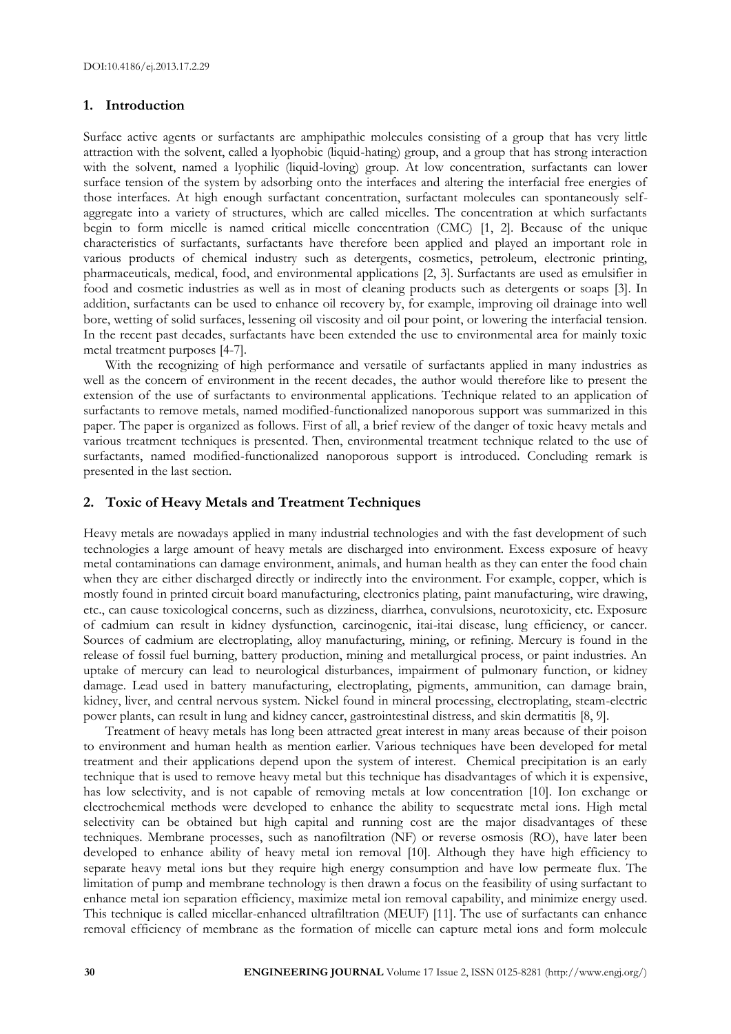## 1. Introduction

Surface active agents or surfactants are amphipathic molecules consisting of a group that has very little attraction with the solvent, called a lyophobic (liquid-hating) group, and a group that has strong interaction with the solvent, named a lyophilic (liquid-loving) group. At low concentration, surfactants can lower surface tension of the system by adsorbing onto the interfaces and altering the interfacial free energies of those interfaces. At high enough surfactant concentration, surfactant molecules can spontaneously self-aggregate into a variety of structures, which are called micelles. The concentration at which surfactants begin to form micelle is named critical micelle concentration (CMC) [1, 2]. Because of the unique characteristics of surfactants, surfactants have therefore been applied and played an important role in various products of chemical industry such as detergents, cosmetics, petroleum, electronic printing, pharmaceuticals, medical, food, and environmental applications [2, 3]. Surfactants are used as emulsifier in food and cosmetic industries as well as in most of cleaning products such as detergents or soaps [3]. In addition, surfactants can be used to enhance oil recovery by, for example, improving oil drainage into well bore, wetting of solid surfaces, lessening oil viscosity and oil pour point, or lowering the interfacial tension. In the recent past decades, surfactants have been extended the use to environmental area for mainly toxic metal treatment purposes [4-7].

With the recognizing of high performance and versatile of surfactants applied in many industries as well as the concern of environment in the recent decades, the author would therefore like to present the extension of the use of surfactants to environmental applications. Technique related to an application of surfactants to remove metals, named modified-functionalized nanoporous support was summarized in this paper. The paper is organized as follows. First of all, a brief review of the danger of toxic heavy metals and various treatment techniques is presented. Then, environmental treatment technique related to the use of surfactants, named modified-functionalized nanoporous support is introduced. Concluding remark is presented in the last section.

## 2. Toxic of Heavy Metals and Treatment Techniques

Heavy metals are nowadays applied in many industrial technologies and with the fast development of such technologies a large amount of heavy metals are discharged into environment. Excess exposure of heavy metal contaminations can damage environment, animals, and human health as they can enter the food chain when they are either discharged directly or indirectly into the environment. For example, copper, which is mostly found in printed circuit board manufacturing, electronics plating, paint manufacturing, wire drawing, etc., can cause toxicological concerns, such as dizziness, diarrhea, convulsions, neurotoxicity, etc. Exposure of cadmium can result in kidney dysfunction, carcinogenic, itai-itai disease, lung efficiency, or cancer. Sources of cadmium are electroplating, alloy manufacturing, mining, or refining. Mercury is found in the release of fossil fuel burning, battery production, mining and metallurgical process, or paint industries. An uptake of mercury can lead to neurological disturbances, impairment of pulmonary function, or kidney damage. Lead used in battery manufacturing, electroplating, pigments, ammunition, can damage brain, kidney, liver, and central nervous system. Nickel found in mineral processing, electroplating, steam-electric power plants, can result in lung and kidney cancer, gastrointestinal distress, and skin dermatitis [8, 9].

Treatment of heavy metals has long been attracted great interest in many areas because of their poison to environment and human health as mention earlier. Various techniques have been developed for metal treatment and their applications depend upon the system of interest. Chemical precipitation is an early technique that is used to remove heavy metal but this technique has disadvantages of which it is expensive, has low selectivity, and is not capable of removing metals at low concentration [10]. Ion exchange or electrochemical methods were developed to enhance the ability to sequestrate metal ions. High metal selectivity can be obtained but high capital and running cost are the major disadvantages of these techniques. Membrane processes, such as nanofiltration (NF) or reverse osmosis (RO), have later been developed to enhance ability of heavy metal ion removal [10]. Although they have high efficiency to separate heavy metal ions but they require high energy consumption and have low permeate flux. The limitation of pump and membrane technology is then drawn a focus on the feasibility of using surfactant to enhance metal ion separation efficiency, maximize metal ion removal capability, and minimize energy used. This technique is called micellar-enhanced ultrafiltration (MEUF) [11]. The use of surfactants can enhance removal efficiency of membrane as the formation of micelle can capture metal ions and form molecule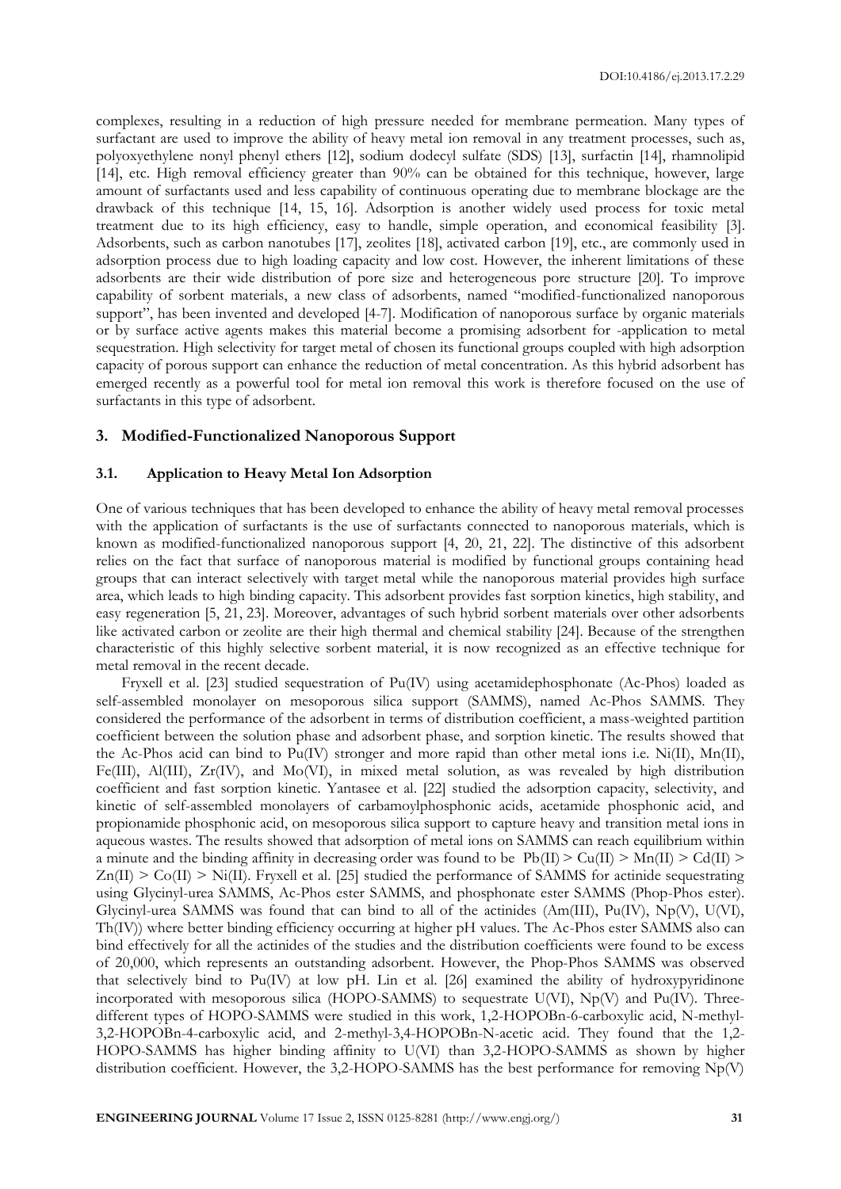complexes, resulting in a reduction of high pressure needed for membrane permeation. Many types of surfactant are used to improve the ability of heavy metal ion removal in any treatment processes, such as, polyoxyethylene nonyl phenyl ethers [12], sodium dodecyl sulfate (SDS) [13], surfactin [14], rhamnolipid [14], etc. High removal efficiency greater than 90% can be obtained for this technique, however, large amount of surfactants used and less capability of continuous operating due to membrane blockage are the drawback of this technique [14, 15, 16]. Adsorption is another widely used process for toxic metal treatment due to its high efficiency, easy to handle, simple operation, and economical feasibility [3]. Adsorbents, such as carbon nanotubes [17], zeolites [18], activated carbon [19], etc., are commonly used in adsorption process due to high loading capacity and low cost. However, the inherent limitations of these adsorbents are their wide distribution of pore size and heterogeneous pore structure [20]. To improve capability of sorbent materials, a new class of adsorbents, named "modified-functionalized nanoporous support", has been invented and developed [4-7]. Modification of nanoporous surface by organic materials or by surface active agents makes this material become a promising adsorbent for -application to metal sequestration. High selectivity for target metal of chosen its functional groups coupled with high adsorption capacity of porous support can enhance the reduction of metal concentration. As this hybrid adsorbent has emerged recently as a powerful tool for metal ion removal this work is therefore focused on the use of surfactants in this type of adsorbent.

## 3. Modified-Functionalized Nanoporous Support

### 3.1. Application to Heavy Metal Ion Adsorption

One of various techniques that has been developed to enhance the ability of heavy metal removal processes with the application of surfactants is the use of surfactants connected to nanoporous materials, which is known as modified-functionalized nanoporous support [4, 20, 21, 22]. The distinctive of this adsorbent relies on the fact that surface of nanoporous material is modified by functional groups containing head groups that can interact selectively with target metal while the nanoporous material provides high surface area, which leads to high binding capacity. This adsorbent provides fast sorption kinetics, high stability, and easy regeneration [5, 21, 23]. Moreover, advantages of such hybrid sorbent materials over other adsorbents like activated carbon or zeolite are their high thermal and chemical stability [24]. Because of the strengthen characteristic of this highly selective sorbent material, it is now recognized as an effective technique for metal removal in the recent decade.

Fryxell et al. [23] studied sequestration of Pu(IV) using acetamidephosphonate (Ac-Phos) loaded as self-assembled monolayer on mesoporous silica support (SAMMS), named Ac-Phos SAMMS. They considered the performance of the adsorbent in terms of distribution coefficient, a mass-weighted partition coefficient between the solution phase and adsorbent phase, and sorption kinetic. The results showed that the Ac-Phos acid can bind to Pu(IV) stronger and more rapid than other metal ions i.e. Ni(II), Mn(II), Fe(III), Al(III), Zr(IV), and Mo(VI), in mixed metal solution, as was revealed by high distribution coefficient and fast sorption kinetic. Yantasee et al. [22] studied the adsorption capacity, selectivity, and kinetic of self-assembled monolayers of carbamoylphosphonic acids, acetamide phosphonic acid, and propionamide phosphonic acid, on mesoporous silica support to capture heavy and transition metal ions in aqueous wastes. The results showed that adsorption of metal ions on SAMMS can reach equilibrium within a minute and the binding affinity in decreasing order was found to be Pb(II) > Cu(II) > Mn(II) > Cd(II) > Zn(II) > Co(II) > Ni(II). Fryxell et al. [25] studied the performance of SAMMS for actinide sequestrating using Glycinyl-urea SAMMS, Ac-Phos ester SAMMS, and phosphonate ester SAMMS (Phop-Phos ester). Glycinyl-urea SAMMS was found that can bind to all of the actinides (Am(III), Pu(IV), Np(V), U(VI), Th(IV)) where better binding efficiency occurring at higher pH values. The Ac-Phos ester SAMMS also can bind effectively for all the actinides of the studies and the distribution coefficients were found to be excess of 20,000, which represents an outstanding adsorbent. However, the Phop-Phos SAMMS was observed that selectively bind to Pu(IV) at low pH. Lin et al. [26] examined the ability of hydroxypyridinone incorporated with mesoporous silica (HOPO-SAMMS) to sequestrate U(VI), Np(V) and Pu(IV). Three-different types of HOPO-SAMMS were studied in this work, 1,2-HOPOBn-6-carboxylic acid, N-methyl-3,2-HOPOBn-4-carboxylic acid, and 2-methyl-3,4-HOPOBn-N-acetic acid. They found that the 1,2-HOPO-SAMMS has higher binding affinity to U(VI) than 3,2-HOPO-SAMMS as shown by higher distribution coefficient. However, the 3,2-HOPO-SAMMS has the best performance for removing Np(V)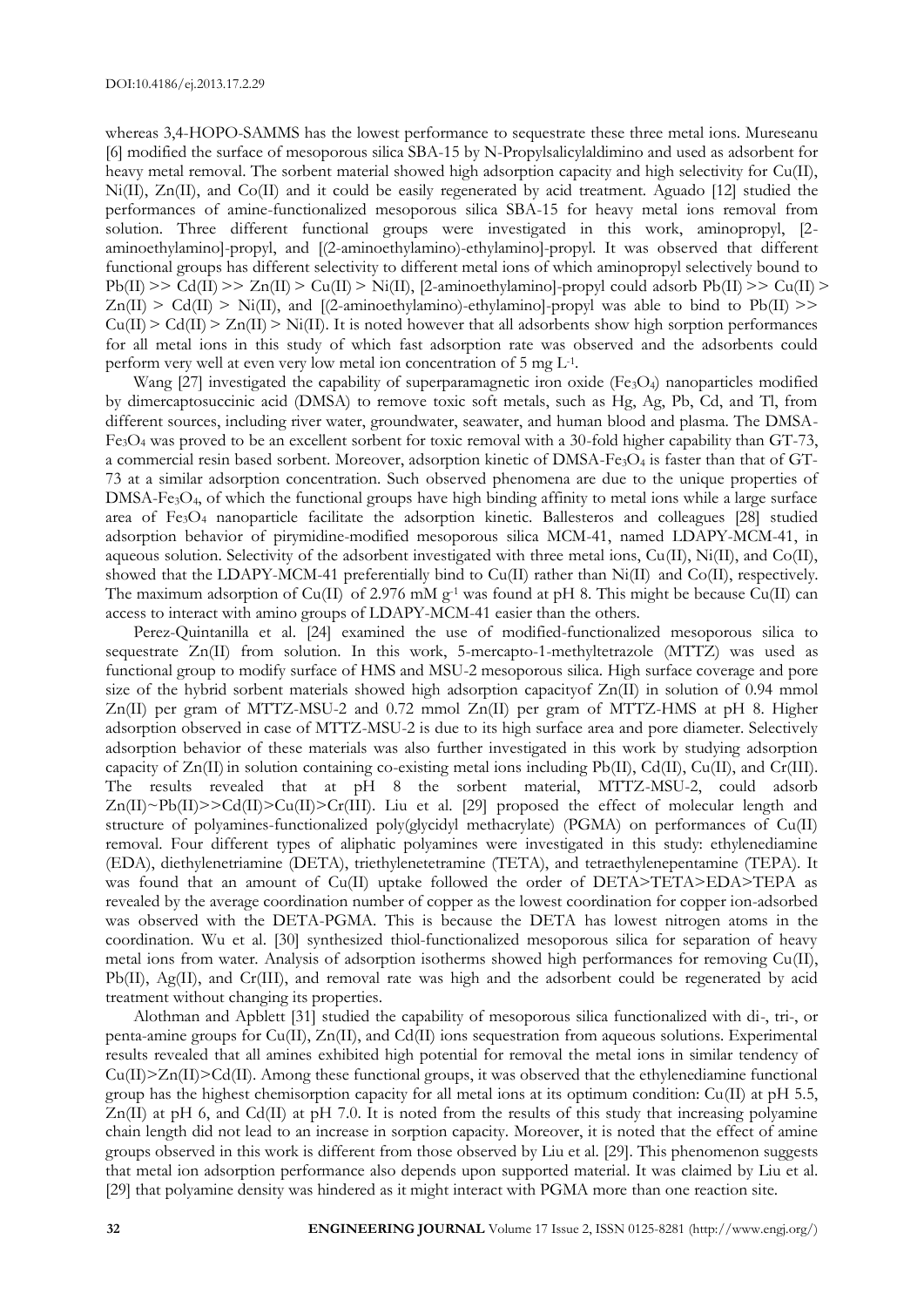whereas 3,4-HOPO-SAMMS has the lowest performance to sequestrate these three metal ions. Mureseanu [6] modified the surface of mesoporous silica SBA-15 by N-Propylsalicylaldimino and used as adsorbent for heavy metal removal. The sorbent material showed high adsorption capacity and high selectivity for Cu(II), Ni(II), Zn(II), and Co(II) and it could be easily regenerated by acid treatment. Aguado [12] studied the performances of amine-functionalized mesoporous silica SBA-15 for heavy metal ions removal from solution. Three different functional groups were investigated in this work, aminopropyl, [2-aminoethylamino]-propyl, and [(2-aminoethylamino)-ethylamino]-propyl. It was observed that different functional groups has different selectivity to different metal ions of which aminopropyl selectively bound to Pb(II) >> Cd(II) >> Zn(II) > Cu(II) > Ni(II), [2-aminoethylamino]-propyl could adsorb Pb(II) >> Cu(II) > Zn(II) > Cd(II) > Ni(II), and [(2-aminoethylamino)-ethylamino]-propyl was able to bind to Pb(II) >> Cu(II) > Cd(II) > Zn(II) > Ni(II). It is noted however that all adsorbents show high sorption performances for all metal ions in this study of which fast adsorption rate was observed and the adsorbents could perform very well at even very low metal ion concentration of 5 mg $L^{-1}$.

Wang [27] investigated the capability of superparamagnetic iron oxide ($Fe_3O_4$) nanoparticles modified by dimercaptosuccinic acid (DMSA) to remove toxic soft metals, such as Hg, Ag, Pb, Cd, and Tl, from different sources, including river water, groundwater, seawater, and human blood and plasma. The DMSA-$Fe_3O_4$ was proved to be an excellent sorbent for toxic removal with a 30-fold higher capability than GT-73, a commercial resin based sorbent. Moreover, adsorption kinetic of DMSA-$Fe_3O_4$ is faster than that of GT-73 at a similar adsorption concentration. Such observed phenomena are due to the unique properties of DMSA-$Fe_3O_4$, of which the functional groups have high binding affinity to metal ions while a large surface area of $Fe_3O_4$ nanoparticle facilitate the adsorption kinetic. Ballesteros and colleagues [28] studied adsorption behavior of pirymidine-modified mesoporous silica MCM-41, named LDAPY-MCM-41, in aqueous solution. Selectivity of the adsorbent investigated with three metal ions, Cu(II), Ni(II), and Co(II), showed that the LDAPY-MCM-41 preferentially bind to Cu(II) rather than Ni(II) and Co(II), respectively. The maximum adsorption of Cu(II) of 2.976 mM $g^{-1}$ was found at pH 8. This might be because Cu(II) can access to interact with amino groups of LDAPY-MCM-41 easier than the others.

Perez-Quintanilla et al. [24] examined the use of modified-functionalized mesoporous silica to sequestrate Zn(II) from solution. In this work, 5-mercapto-1-methyltetrazole (MTTZ) was used as functional group to modify surface of HMS and MSU-2 mesoporous silica. High surface coverage and pore size of the hybrid sorbent materials showed high adsorption capacityof Zn(II) in solution of 0.94 mmol Zn(II) per gram of MTTZ-MSU-2 and 0.72 mmol Zn(II) per gram of MTTZ-HMS at pH 8. Higher adsorption observed in case of MTTZ-MSU-2 is due to its high surface area and pore diameter. Selectively adsorption behavior of these materials was also further investigated in this work by studying adsorption capacity of Zn(II) in solution containing co-existing metal ions including Pb(II), Cd(II), Cu(II), and Cr(III). The results revealed that at pH 8 the sorbent material, MTTZ-MSU-2, could adsorb Zn(II)~Pb(II)>>Cd(II)>Cu(II)>Cr(III). Liu et al. [29] proposed the effect of molecular length and structure of polyamines-functionalized poly(glycidyl methacrylate) (PGMA) on performances of Cu(II) removal. Four different types of aliphatic polyamines were investigated in this study: ethylenediamine (EDA), diethylenetriamine (DETA), triethylenetetramine (TETA), and tetraethylenepentamine (TEPA). It was found that an amount of Cu(II) uptake followed the order of DETA>TETA>EDA>TEPA as revealed by the average coordination number of copper as the lowest coordination for copper ion-adsorbed was observed with the DETA-PGMA. This is because the DETA has lowest nitrogen atoms in the coordination. Wu et al. [30] synthesized thiol-functionalized mesoporous silica for separation of heavy metal ions from water. Analysis of adsorption isotherms showed high performances for removing Cu(II), Pb(II), Ag(II), and Cr(III), and removal rate was high and the adsorbent could be regenerated by acid treatment without changing its properties.

Alothman and Apblett [31] studied the capability of mesoporous silica functionalized with di-, tri-, or penta-amine groups for Cu(II), Zn(II), and Cd(II) ions sequestration from aqueous solutions. Experimental results revealed that all amines exhibited high potential for removal the metal ions in similar tendency of Cu(II)>Zn(II)>Cd(II). Among these functional groups, it was observed that the ethylenediamine functional group has the highest chemisorption capacity for all metal ions at its optimum condition: Cu(II) at pH 5.5, Zn(II) at pH 6, and Cd(II) at pH 7.0. It is noted from the results of this study that increasing polyamine chain length did not lead to an increase in sorption capacity. Moreover, it is noted that the effect of amine groups observed in this work is different from those observed by Liu et al. [29]. This phenomenon suggests that metal ion adsorption performance also depends upon supported material. It was claimed by Liu et al. [29] that polyamine density was hindered as it might interact with PGMA more than one reaction site.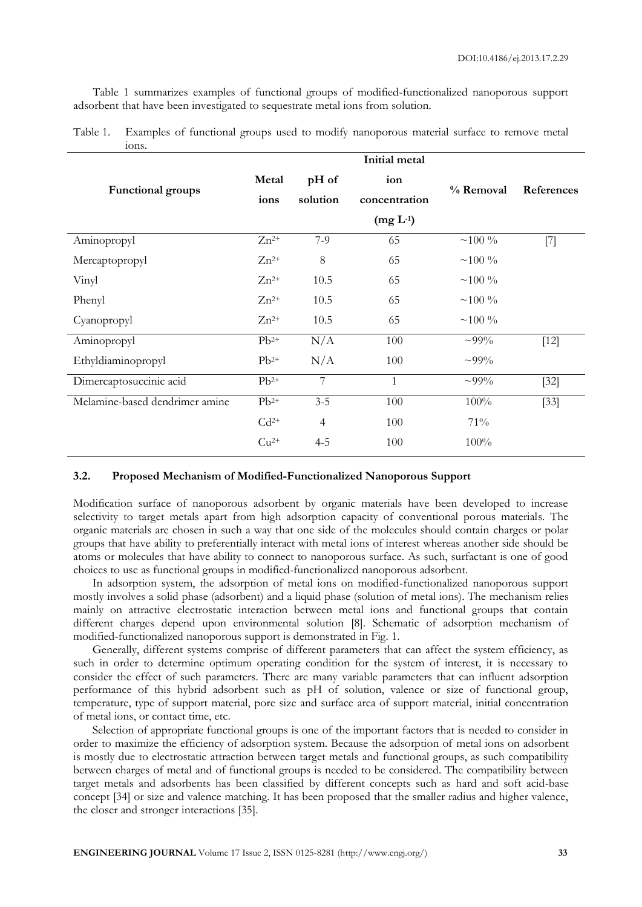Table 1 summarizes examples of functional groups of modified-functionalized nanoporous support adsorbent that have been investigated to sequestrate metal ions from solution.

Table 1. Examples of functional groups used to modify nanoporous material surface to remove metal ions.

| Functional groups | Metal ions | pH of solution | Initial metal ion concentration (mg $L^{-1}$) | % Removal | References |
|---|---|---|---|---|---|
| Aminopropyl | $Zn^{2+}$ | 7-9 | 65 | ~100 % | [7] |
| Mercaptopropyl | $Zn^{2+}$ | 8 | 65 | ~100 % | |
| Vinyl | $Zn^{2+}$ | 10.5 | 65 | ~100 % | |
| Phenyl | $Zn^{2+}$ | 10.5 | 65 | ~100 % | |
| Cyanopropyl | $Zn^{2+}$ | 10.5 | 65 | ~100 % | |
| Aminopropyl | $Pb^{2+}$ | N/A | 100 | ~99% | [12] |
| Ethyldiaminopropyl | $Pb^{2+}$ | N/A | 100 | ~99% | |
| Dimercaptosuccinic acid | $Pb^{2+}$ | 7 | 1 | ~99% | [32] |
| Melamine-based dendrimer amine | $Pb^{2+}$ | 3-5 | 100 | 100% | [33] |
| | $Cd^{2+}$ | 4 | 100 | 71% | |
| | $Cu^{2+}$ | 4-5 | 100 | 100% | |

### 3.2. Proposed Mechanism of Modified-Functionalized Nanoporous Support

Modification surface of nanoporous adsorbent by organic materials have been developed to increase selectivity to target metals apart from high adsorption capacity of conventional porous materials. The organic materials are chosen in such a way that one side of the molecules should contain charges or polar groups that have ability to preferentially interact with metal ions of interest whereas another side should be atoms or molecules that have ability to connect to nanoporous surface. As such, surfactant is one of good choices to use as functional groups in modified-functionalized nanoporous adsorbent.

In adsorption system, the adsorption of metal ions on modified-functionalized nanoporous support mostly involves a solid phase (adsorbent) and a liquid phase (solution of metal ions). The mechanism relies mainly on attractive electrostatic interaction between metal ions and functional groups that contain different charges depend upon environmental solution [8]. Schematic of adsorption mechanism of modified-functionalized nanoporous support is demonstrated in Fig. 1.

Generally, different systems comprise of different parameters that can affect the system efficiency, as such in order to determine optimum operating condition for the system of interest, it is necessary to consider the effect of such parameters. There are many variable parameters that can influent adsorption performance of this hybrid adsorbent such as pH of solution, valence or size of functional group, temperature, type of support material, pore size and surface area of support material, initial concentration of metal ions, or contact time, etc.

Selection of appropriate functional groups is one of the important factors that is needed to consider in order to maximize the efficiency of adsorption system. Because the adsorption of metal ions on adsorbent is mostly due to electrostatic attraction between target metals and functional groups, as such compatibility between charges of metal and of functional groups is needed to be considered. The compatibility between target metals and adsorbents has been classified by different concepts such as hard and soft acid-base concept [34] or size and valence matching. It has been proposed that the smaller radius and higher valence, the closer and stronger interactions [35].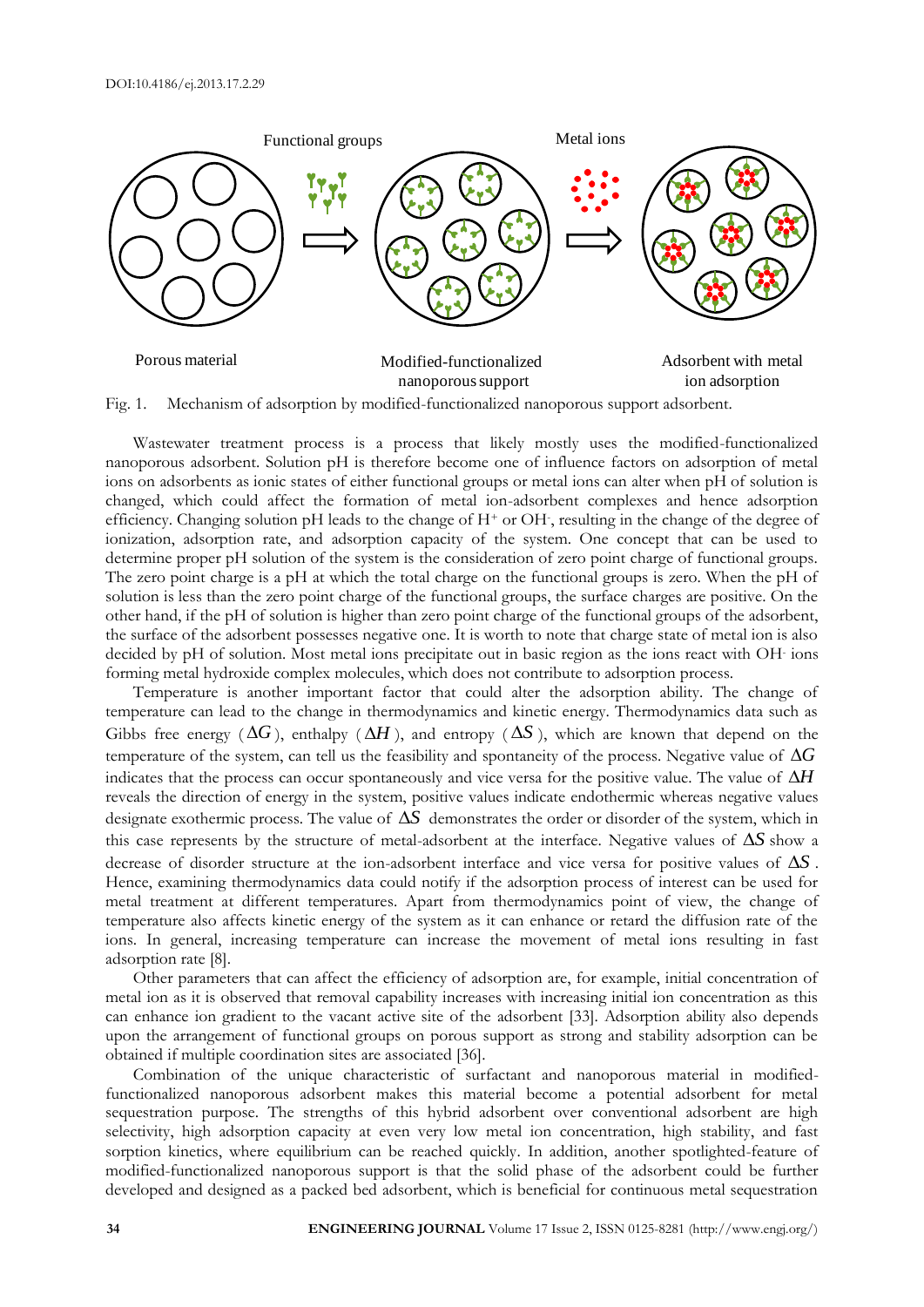Functional groups

Metal ions

Porous material

Modified-functionalized nanoporous support

Adsorbent with metal ion adsorption

Fig. 1. Mechanism of adsorption by modified-functionalized nanoporous support adsorbent.

Wastewater treatment process is a process that likely mostly uses the modified-functionalized nanoporous adsorbent. Solution pH is therefore become one of influence factors on adsorption of metal ions on adsorbents as ionic states of either functional groups or metal ions can alter when pH of solution is changed, which could affect the formation of metal ion-adsorbent complexes and hence adsorption efficiency. Changing solution pH leads to the change of $H^+$ or $OH^-$, resulting in the change of the degree of ionization, adsorption rate, and adsorption capacity of the system. One concept that can be used to determine proper pH solution of the system is the consideration of zero point charge of functional groups. The zero point charge is a pH at which the total charge on the functional groups is zero. When the pH of solution is less than the zero point charge of the functional groups, the surface charges are positive. On the other hand, if the pH of solution is higher than zero point charge of the functional groups of the adsorbent, the surface of the adsorbent possesses negative one. It is worth to note that charge state of metal ion is also decided by pH of solution. Most metal ions precipitate out in basic region as the ions react with $OH^-$ ions forming metal hydroxide complex molecules, which does not contribute to adsorption process.

Temperature is another important factor that could alter the adsorption ability. The change of temperature can lead to the change in thermodynamics and kinetic energy. Thermodynamics data such as Gibbs free energy ($\Delta G$), enthalpy ($\Delta H$), and entropy ($\Delta S$), which are known that depend on the temperature of the system, can tell us the feasibility and spontaneity of the process. Negative value of $\Delta G$ indicates that the process can occur spontaneously and vice versa for the positive value. The value of $\Delta H$ reveals the direction of energy in the system, positive values indicate endothermic whereas negative values designate exothermic process. The value of $\Delta S$ demonstrates the order or disorder of the system, which in this case represents by the structure of metal-adsorbent at the interface. Negative values of $\Delta S$ show a decrease of disorder structure at the ion-adsorbent interface and vice versa for positive values of $\Delta S$. Hence, examining thermodynamics data could notify if the adsorption process of interest can be used for metal treatment at different temperatures. Apart from thermodynamics point of view, the change of temperature also affects kinetic energy of the system as it can enhance or retard the diffusion rate of the ions. In general, increasing temperature can increase the movement of metal ions resulting in fast adsorption rate [8].

Other parameters that can affect the efficiency of adsorption are, for example, initial concentration of metal ion as it is observed that removal capability increases with increasing initial ion concentration as this can enhance ion gradient to the vacant active site of the adsorbent [33]. Adsorption ability also depends upon the arrangement of functional groups on porous support as strong and stability adsorption can be obtained if multiple coordination sites are associated [36].

Combination of the unique characteristic of surfactant and nanoporous material in modified-functionalized nanoporous adsorbent makes this material become a potential adsorbent for metal sequestration purpose. The strengths of this hybrid adsorbent over conventional adsorbent are high selectivity, high adsorption capacity at even very low metal ion concentration, high stability, and fast sorption kinetics, where equilibrium can be reached quickly. In addition, another spotlighted-feature of modified-functionalized nanoporous support is that the solid phase of the adsorbent could be further developed and designed as a packed bed adsorbent, which is beneficial for continuous metal sequestration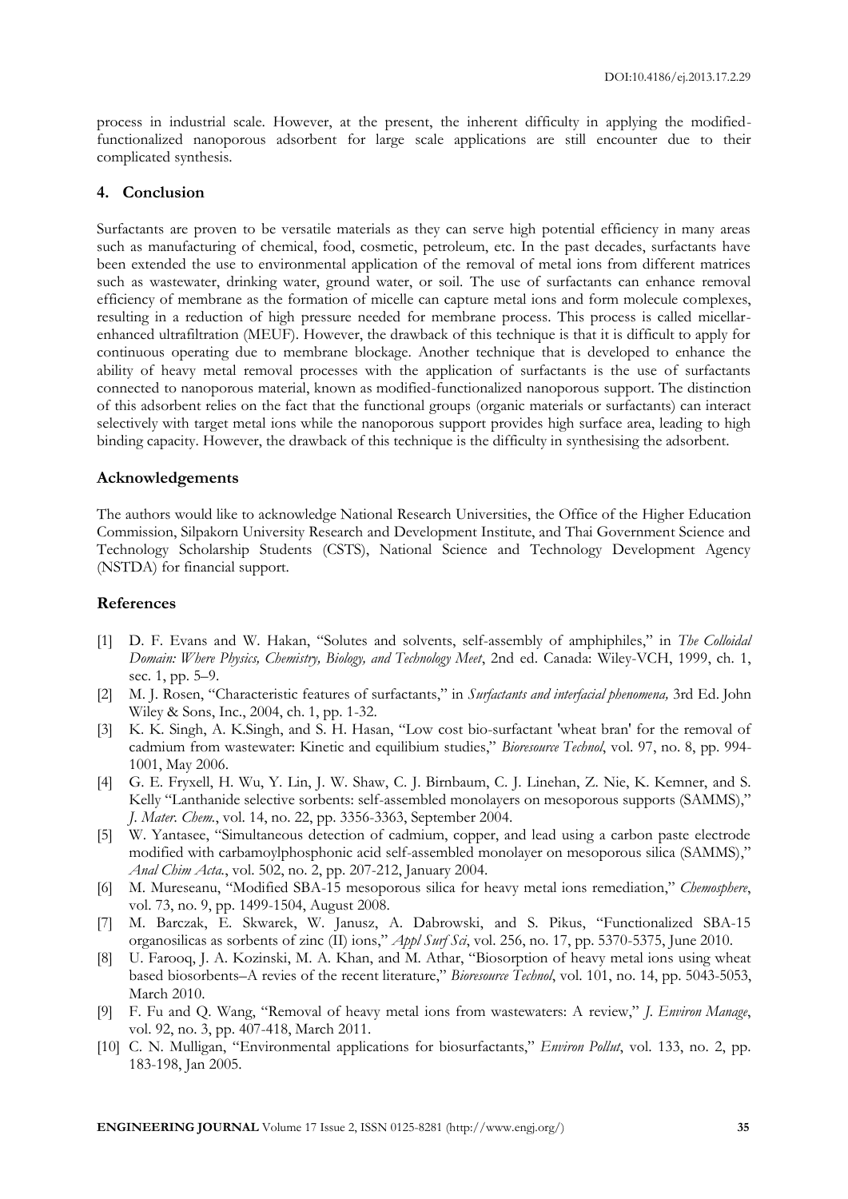process in industrial scale. However, at the present, the inherent difficulty in applying the modified-functionalized nanoporous adsorbent for large scale applications are still encounter due to their complicated synthesis.

## 4. Conclusion

Surfactants are proven to be versatile materials as they can serve high potential efficiency in many areas such as manufacturing of chemical, food, cosmetic, petroleum, etc. In the past decades, surfactants have been extended the use to environmental application of the removal of metal ions from different matrices such as wastewater, drinking water, ground water, or soil. The use of surfactants can enhance removal efficiency of membrane as the formation of micelle can capture metal ions and form molecule complexes, resulting in a reduction of high pressure needed for membrane process. This process is called micellar-enhanced ultrafiltration (MEUF). However, the drawback of this technique is that it is difficult to apply for continuous operating due to membrane blockage. Another technique that is developed to enhance the ability of heavy metal removal processes with the application of surfactants is the use of surfactants connected to nanoporous material, known as modified-functionalized nanoporous support. The distinction of this adsorbent relies on the fact that the functional groups (organic materials or surfactants) can interact selectively with target metal ions while the nanoporous support provides high surface area, leading to high binding capacity. However, the drawback of this technique is the difficulty in synthesising the adsorbent.

## Acknowledgements

The authors would like to acknowledge National Research Universities, the Office of the Higher Education Commission, Silpakorn University Research and Development Institute, and Thai Government Science and Technology Scholarship Students (CSTS), National Science and Technology Development Agency (NSTDA) for financial support.

## References

[1] D. F. Evans and W. Hakan, "Solutes and solvents, self-assembly of amphiphiles," in *The Colloidal Domain: Where Physics, Chemistry, Biology, and Technology Meet*, 2nd ed. Canada: Wiley-VCH, 1999, ch. 1, sec. 1, pp. 5–9.

[2] M. J. Rosen, "Characteristic features of surfactants," in *Surfactants and interfacial phenomena,* 3rd Ed. John Wiley & Sons, Inc., 2004, ch. 1, pp. 1-32.

[3] K. K. Singh, A. K.Singh, and S. H. Hasan, "Low cost bio-surfactant 'wheat bran' for the removal of cadmium from wastewater: Kinetic and equilibium studies," *Bioresource Technol*, vol. 97, no. 8, pp. 994-1001, May 2006.

[4] G. E. Fryxell, H. Wu, Y. Lin, J. W. Shaw, C. J. Birnbaum, C. J. Linehan, Z. Nie, K. Kemner, and S. Kelly "Lanthanide selective sorbents: self-assembled monolayers on mesoporous supports (SAMMS)," *J. Mater. Chem.*, vol. 14, no. 22, pp. 3356-3363, September 2004.

[5] W. Yantasee, "Simultaneous detection of cadmium, copper, and lead using a carbon paste electrode modified with carbamoylphosphonic acid self-assembled monolayer on mesoporous silica (SAMMS)," *Anal Chim Acta.*, vol. 502, no. 2, pp. 207-212, January 2004.

[6] M. Mureseanu, "Modified SBA-15 mesoporous silica for heavy metal ions remediation," *Chemosphere*, vol. 73, no. 9, pp. 1499-1504, August 2008.

[7] M. Barczak, E. Skwarek, W. Janusz, A. Dabrowski, and S. Pikus, "Functionalized SBA-15 organosilicas as sorbents of zinc (II) ions," *Appl Surf Sci*, vol. 256, no. 17, pp. 5370-5375, June 2010.

[8] U. Farooq, J. A. Kozinski, M. A. Khan, and M. Athar, "Biosorption of heavy metal ions using wheat based biosorbents–A revies of the recent literature," *Bioresource Technol*, vol. 101, no. 14, pp. 5043-5053, March 2010.

[9] F. Fu and Q. Wang, "Removal of heavy metal ions from wastewaters: A review," *J. Environ Manage*, vol. 92, no. 3, pp. 407-418, March 2011.

[10] C. N. Mulligan, "Environmental applications for biosurfactants," *Environ Pollut*, vol. 133, no. 2, pp. 183-198, Jan 2005.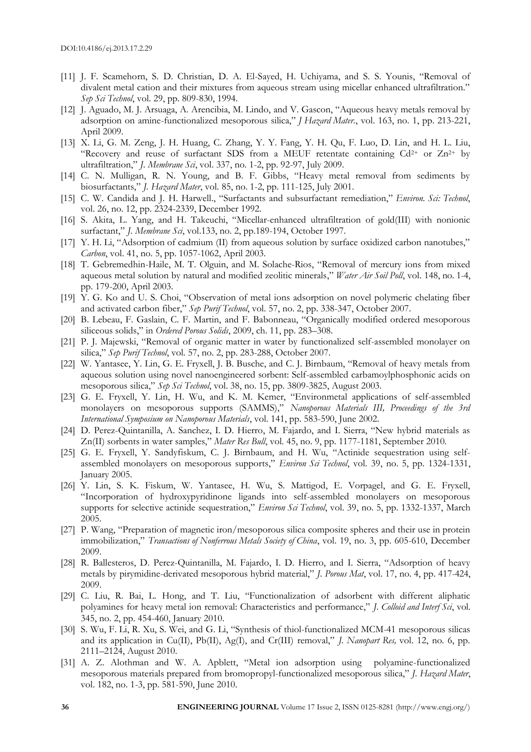[11] J. F. Scamehorn, S. D. Christian, D. A. El-Sayed, H. Uchiyama, and S. S. Younis, "Removal of divalent metal cation and their mixtures from aqueous stream using micellar enhanced ultrafiltration." *Sep Sci Technol*, vol. 29, pp. 809-830, 1994.

[12] J. Aguado, M. J. Arsuaga, A. Arencibia, M. Lindo, and V. Gascon, "Aqueous heavy metals removal by adsorption on amine-functionalized mesoporous silica," *J Hazard Mater.*, vol. 163, no. 1, pp. 213-221, April 2009.

[13] X. Li, G. M. Zeng, J. H. Huang, C. Zhang, Y. Y. Fang, Y. H. Qu, F. Luo, D. Lin, and H. L. Liu, "Recovery and reuse of surfactant SDS from a MEUF retentate containing $Cd^{2+}$ or $Zn^{2+}$ by ultrafiltration," *J. Membrane Sci*, vol. 337, no. 1-2, pp. 92-97, July 2009.

[14] C. N. Mulligan, R. N. Young, and B. F. Gibbs, "Heavy metal removal from sediments by biosurfactants," *J. Hazard Mater*, vol. 85, no. 1-2, pp. 111-125, July 2001.

[15] C. W. Candida and J. H. Harwell., "Surfactants and subsurfactant remediation," *Environ. Sci: Technol*, vol. 26, no. 12, pp. 2324-2339, December 1992.

[16] S. Akita, L. Yang, and H. Takeuchi, "Micellar-enhanced ultrafiltration of gold(III) with nonionic surfactant," *J. Membrane Sci*, vol.133, no. 2, pp.189-194, October 1997.

[17] Y. H. Li, "Adsorption of cadmium (II) from aqueous solution by surface oxidized carbon nanotubes," *Carbon*, vol. 41, no. 5, pp. 1057-1062, April 2003.

[18] T. Gebremedhin-Haile, M. T. Olguin, and M. Solache-Rios, "Removal of mercury ions from mixed aqueous metal solution by natural and modified zeolitic minerals," *Water Air Soil Poll*, vol. 148, no. 1-4, pp. 179-200, April 2003.

[19] Y. G. Ko and U. S. Choi, "Observation of metal ions adsorption on novel polymeric chelating fiber and activated carbon fiber," *Sep Purif Technol*, vol. 57, no. 2, pp. 338-347, October 2007.

[20] B. Lebeau, F. Gaslain, C. F. Martin, and F. Babonneau, "Organically modified ordered mesoporous siliceous solids," in *Ordered Porous Solids*, 2009, ch. 11, pp. 283–308.

[21] P. J. Majewski, "Removal of organic matter in water by functionalized self-assembled monolayer on silica," *Sep Purif Technol*, vol. 57, no. 2, pp. 283-288, October 2007.

[22] W. Yantasee, Y. Lin, G. E. Fryxell, J. B. Busche, and C. J. Birnbaum, "Removal of heavy metals from aqueous solution using novel nanoengineered sorbent: Self-assembled carbamoylphosphonic acids on mesoporous silica," *Sep Sci Technol*, vol. 38, no. 15, pp. 3809-3825, August 2003.

[23] G. E. Fryxell, Y. Lin, H. Wu, and K. M. Kemer, "Environmetal applications of self-assembled monolayers on mesoporous supports (SAMMS)," *Nanoporous Materials III, Proceedings of the 3rd International Symposium on Nanoporous Materials*, vol. 141, pp. 583-590, June 2002.

[24] D. Perez-Quintanilla, A. Sanchez, I. D. Hierro, M. Fajardo, and I. Sierra, "New hybrid materials as Zn(II) sorbents in water samples," *Mater Res Bull*, vol. 45, no. 9, pp. 1177-1181, September 2010.

[25] G. E. Fryxell, Y. Sandyfiskum, C. J. Birnbaum, and H. Wu, "Actinide sequestration using self-assembled monolayers on mesoporous supports," *Environ Sci Technol*, vol. 39, no. 5, pp. 1324-1331, January 2005.

[26] Y. Lin, S. K. Fiskum, W. Yantasee, H. Wu, S. Mattigod, E. Vorpagel, and G. E. Fryxell, "Incorporation of hydroxypyridinone ligands into self-assembled monolayers on mesoporous supports for selective actinide sequestration," *Environ Sci Technol*, vol. 39, no. 5, pp. 1332-1337, March 2005.

[27] P. Wang, "Preparation of magnetic iron/mesoporous silica composite spheres and their use in protein immobilization," *Transactions of Nonferrous Metals Society of China*, vol. 19, no. 3, pp. 605-610, December 2009.

[28] R. Ballesteros, D. Perez-Quintanilla, M. Fajardo, I. D. Hierro, and I. Sierra, "Adsorption of heavy metals by pirymidine-derivated mesoporous hybrid material," *J. Porous Mat*, vol. 17, no. 4, pp. 417-424, 2009.

[29] C. Liu, R. Bai, L. Hong, and T. Liu, "Functionalization of adsorbent with different aliphatic polyamines for heavy metal ion removal: Characteristics and performance," *J. Colloid and Interf Sci*, vol. 345, no. 2, pp. 454-460, January 2010.

[30] S. Wu, F. Li, R. Xu, S. Wei, and G. Li, "Synthesis of thiol-functionalized MCM-41 mesoporous silicas and its application in Cu(II), Pb(II), Ag(I), and Cr(III) removal," *J. Nanopart Res,* vol. 12, no. 6, pp. 2111–2124, August 2010.

[31] A. Z. Alothman and W. A. Apblett, "Metal ion adsorption using polyamine-functionalized mesoporous materials prepared from bromopropyl-functionalized mesoporous silica," *J. Hazard Mater*, vol. 182, no. 1-3, pp. 581-590, June 2010.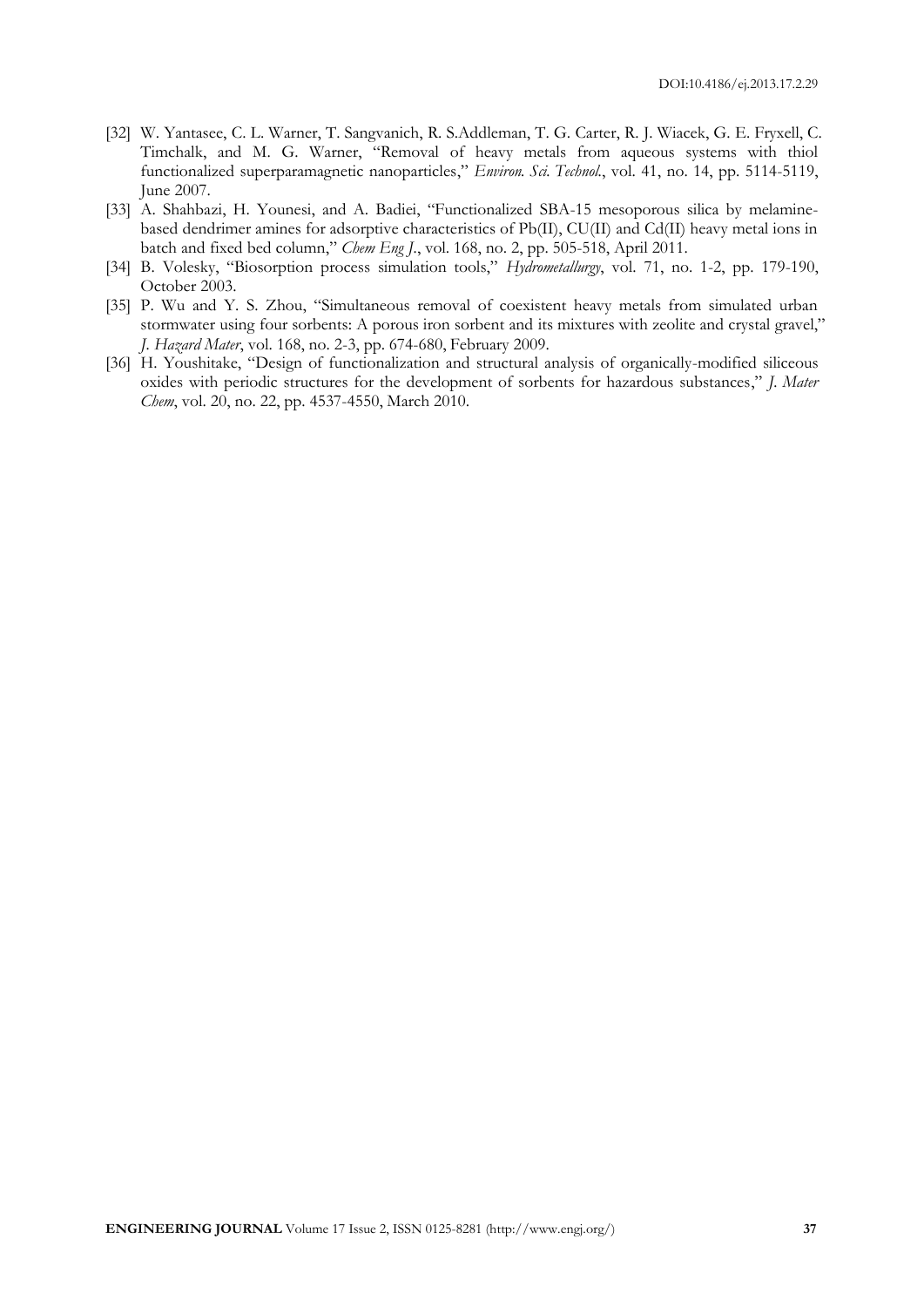[32] W. Yantasee, C. L. Warner, T. Sangvanich, R. S.Addleman, T. G. Carter, R. J. Wiacek, G. E. Fryxell, C. Timchalk, and M. G. Warner, "Removal of heavy metals from aqueous systems with thiol functionalized superparamagnetic nanoparticles," *Environ. Sci. Technol.*, vol. 41, no. 14, pp. 5114-5119, June 2007.

[33] A. Shahbazi, H. Younesi, and A. Badiei, "Functionalized SBA-15 mesoporous silica by melamine-based dendrimer amines for adsorptive characteristics of Pb(II), CU(II) and Cd(II) heavy metal ions in batch and fixed bed column," *Chem Eng J.*, vol. 168, no. 2, pp. 505-518, April 2011.

[34] B. Volesky, "Biosorption process simulation tools," *Hydrometallurgy*, vol. 71, no. 1-2, pp. 179-190, October 2003.

[35] P. Wu and Y. S. Zhou, "Simultaneous removal of coexistent heavy metals from simulated urban stormwater using four sorbents: A porous iron sorbent and its mixtures with zeolite and crystal gravel," *J. Hazard Mater*, vol. 168, no. 2-3, pp. 674-680, February 2009.

[36] H. Youshitake, "Design of functionalization and structural analysis of organically-modified siliceous oxides with periodic structures for the development of sorbents for hazardous substances," *J. Mater Chem*, vol. 20, no. 22, pp. 4537-4550, March 2010.